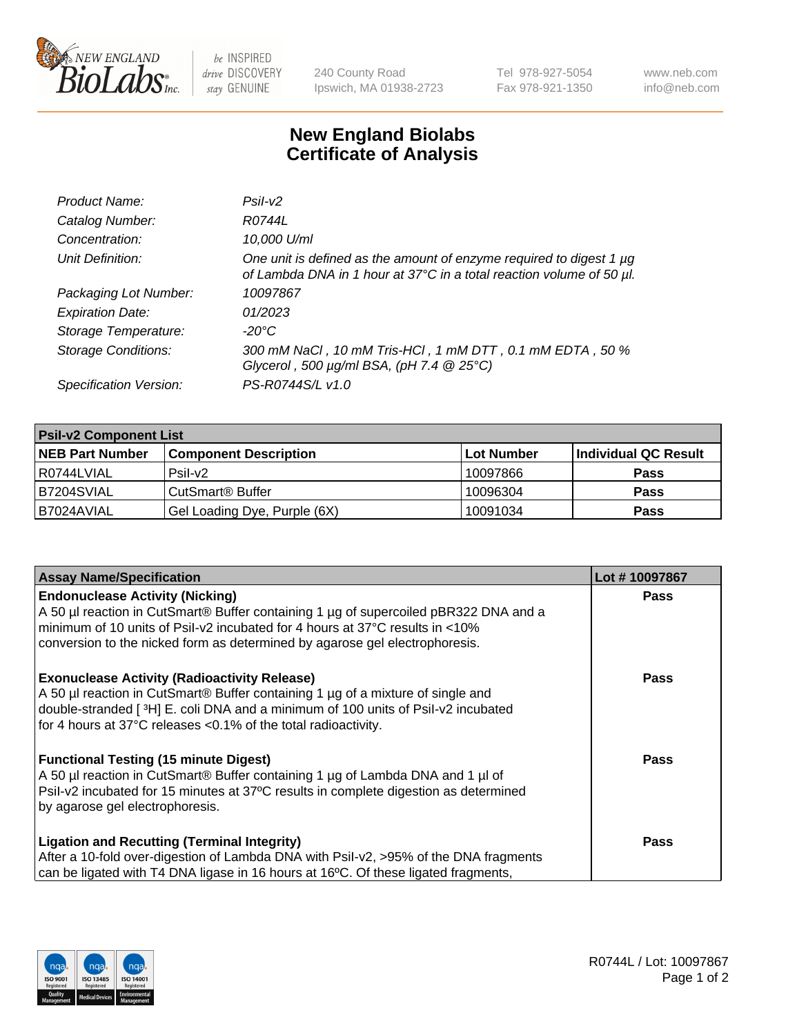New England BioLabs Inc. — be INSPIRED drive DISCOVERY stay GENUINE

240 County Road
Ipswich, MA 01938-2723

Tel 978-927-5054
Fax 978-921-1350

www.neb.com
info@neb.com

# New England Biolabs
# Certificate of Analysis

| | |
|---|---|
| *Product Name:* | *PsiI-v2* |
| *Catalog Number:* | *R0744L* |
| *Concentration:* | *10,000 U/ml* |
| *Unit Definition:* | *One unit is defined as the amount of enzyme required to digest 1 µg of Lambda DNA in 1 hour at 37°C in a total reaction volume of 50 µl.* |
| *Packaging Lot Number:* | *10097867* |
| *Expiration Date:* | *01/2023* |
| *Storage Temperature:* | *-20°C* |
| *Storage Conditions:* | *300 mM NaCl , 10 mM Tris-HCl , 1 mM DTT , 0.1 mM EDTA , 50 % Glycerol , 500 µg/ml BSA, (pH 7.4 @ 25°C)* |
| *Specification Version:* | *PS-R0744S/L v1.0* |

| **PsiI-v2 Component List** | | | |
|---|---|---|---|
| **NEB Part Number** | **Component Description** | **Lot Number** | **Individual QC Result** |
| R0744LVIAL | PsiI-v2 | 10097866 | **Pass** |
| B7204SVIAL | CutSmart® Buffer | 10096304 | **Pass** |
| B7024AVIAL | Gel Loading Dye, Purple (6X) | 10091034 | **Pass** |

| **Assay Name/Specification** | **Lot # 10097867** |
|---|---|
| **Endonuclease Activity (Nicking)**<br>A 50 µl reaction in CutSmart® Buffer containing 1 µg of supercoiled pBR322 DNA and a minimum of 10 units of PsiI-v2 incubated for 4 hours at 37°C results in <10% conversion to the nicked form as determined by agarose gel electrophoresis. | **Pass** |
| **Exonuclease Activity (Radioactivity Release)**<br>A 50 µl reaction in CutSmart® Buffer containing 1 µg of a mixture of single and double-stranded [ $^3$H] E. coli DNA and a minimum of 100 units of PsiI-v2 incubated for 4 hours at 37°C releases <0.1% of the total radioactivity. | **Pass** |
| **Functional Testing (15 minute Digest)**<br>A 50 µl reaction in CutSmart® Buffer containing 1 µg of Lambda DNA and 1 µl of PsiI-v2 incubated for 15 minutes at 37ºC results in complete digestion as determined by agarose gel electrophoresis. | **Pass** |
| **Ligation and Recutting (Terminal Integrity)**<br>After a 10-fold over-digestion of Lambda DNA with PsiI-v2, >95% of the DNA fragments can be ligated with T4 DNA ligase in 16 hours at 16ºC. Of these ligated fragments, | **Pass** |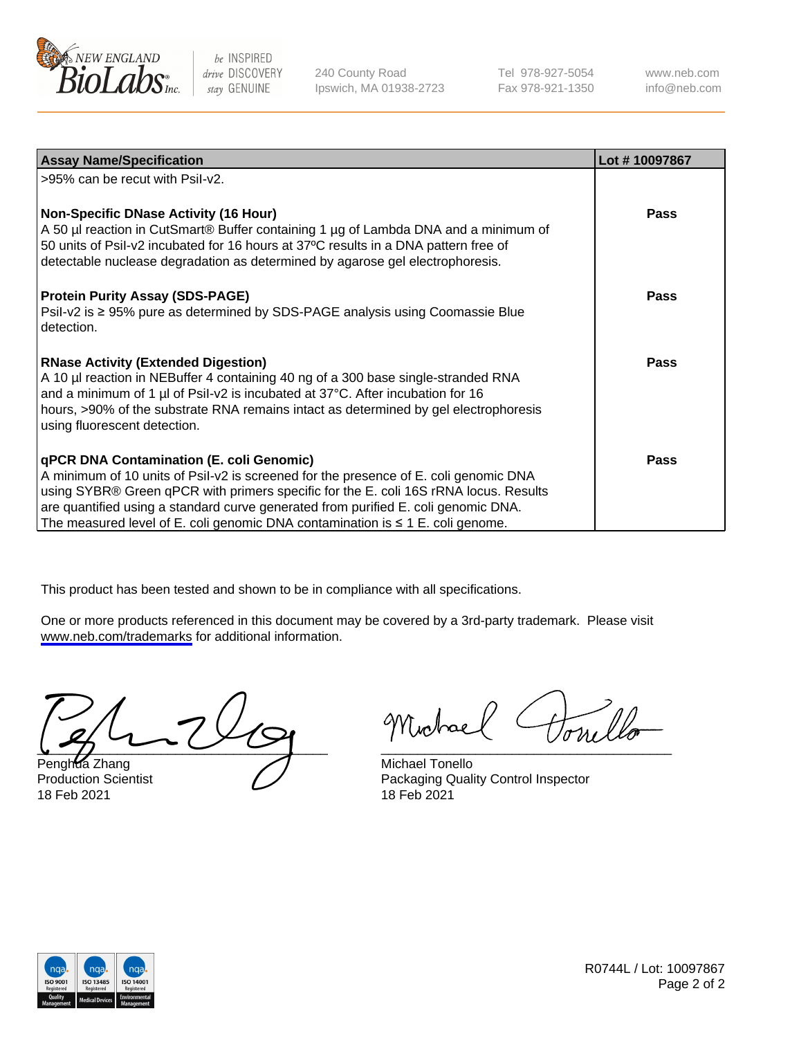| Assay Name/Specification | Lot # 10097867 |
|---|---|
| >95% can be recut with PsiI-v2. | |
| **Non-Specific DNase Activity (16 Hour)**<br>A 50 µl reaction in CutSmart® Buffer containing 1 µg of Lambda DNA and a minimum of 50 units of PsiI-v2 incubated for 16 hours at 37ºC results in a DNA pattern free of detectable nuclease degradation as determined by agarose gel electrophoresis. | **Pass** |
| **Protein Purity Assay (SDS-PAGE)**<br>PsiI-v2 is ≥ 95% pure as determined by SDS-PAGE analysis using Coomassie Blue detection. | **Pass** |
| **RNase Activity (Extended Digestion)**<br>A 10 µl reaction in NEBuffer 4 containing 40 ng of a 300 base single-stranded RNA and a minimum of 1 µl of PsiI-v2 is incubated at 37°C. After incubation for 16 hours, >90% of the substrate RNA remains intact as determined by gel electrophoresis using fluorescent detection. | **Pass** |
| **qPCR DNA Contamination (E. coli Genomic)**<br>A minimum of 10 units of PsiI-v2 is screened for the presence of E. coli genomic DNA using SYBR® Green qPCR with primers specific for the E. coli 16S rRNA locus. Results are quantified using a standard curve generated from purified E. coli genomic DNA. The measured level of E. coli genomic DNA contamination is ≤ 1 E. coli genome. | **Pass** |

This product has been tested and shown to be in compliance with all specifications.

One or more products referenced in this document may be covered by a 3rd-party trademark. Please visit www.neb.com/trademarks for additional information.

Penghua Zhang
Production Scientist
18 Feb 2021

Michael Tonello
Packaging Quality Control Inspector
18 Feb 2021

R0744L / Lot: 10097867